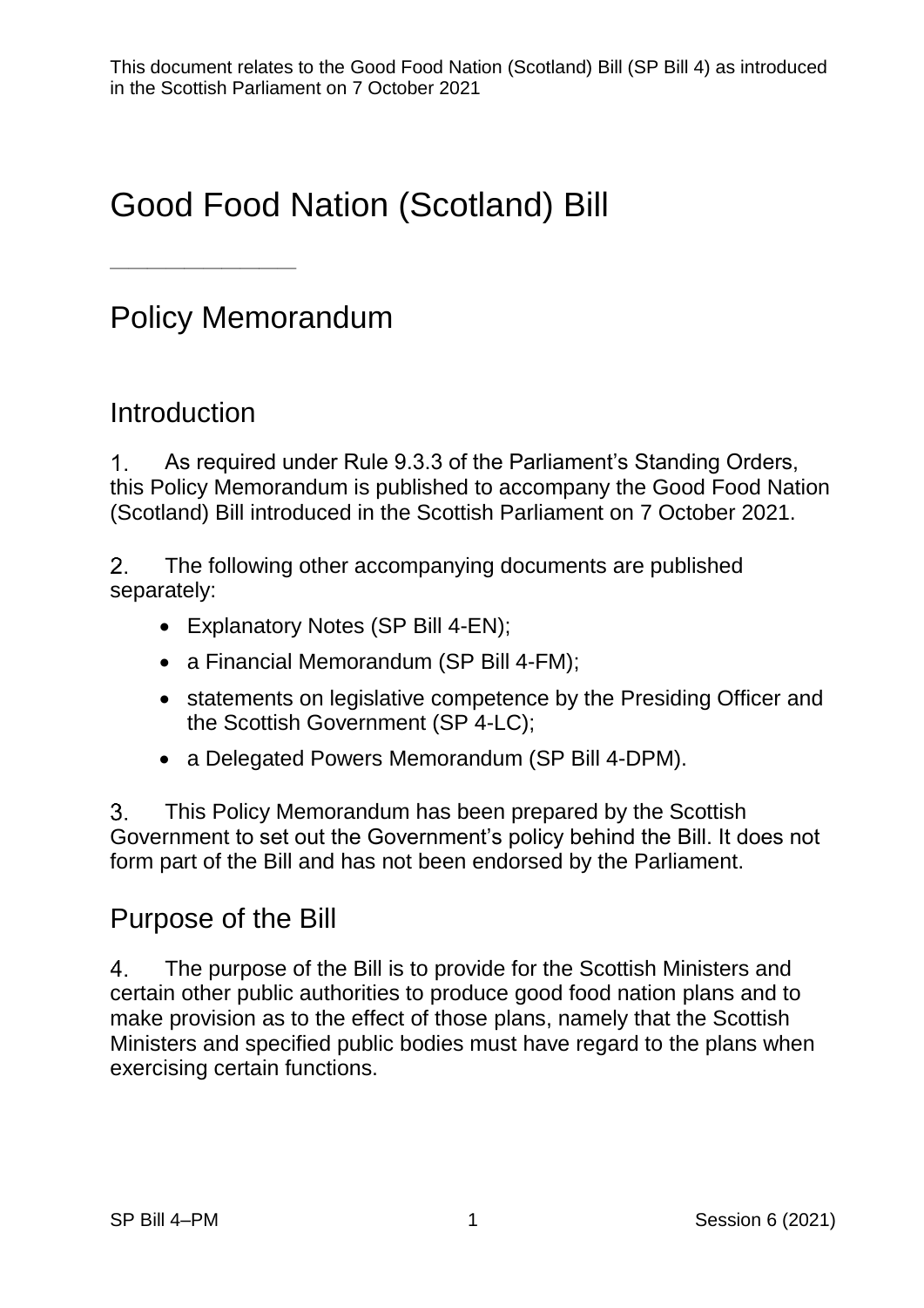This document relates to the Good Food Nation (Scotland) Bill (SP Bill 4) as introduced in the Scottish Parliament on 7 October 2021

# Good Food Nation (Scotland) Bill

---

## Policy Memorandum

### Introduction

1. As required under Rule 9.3.3 of the Parliament's Standing Orders, this Policy Memorandum is published to accompany the Good Food Nation (Scotland) Bill introduced in the Scottish Parliament on 7 October 2021.

2. The following other accompanying documents are published separately:

- Explanatory Notes (SP Bill 4-EN);
- a Financial Memorandum (SP Bill 4-FM);
- statements on legislative competence by the Presiding Officer and the Scottish Government (SP 4-LC);
- a Delegated Powers Memorandum (SP Bill 4-DPM).

3. This Policy Memorandum has been prepared by the Scottish Government to set out the Government's policy behind the Bill. It does not form part of the Bill and has not been endorsed by the Parliament.

### Purpose of the Bill

4. The purpose of the Bill is to provide for the Scottish Ministers and certain other public authorities to produce good food nation plans and to make provision as to the effect of those plans, namely that the Scottish Ministers and specified public bodies must have regard to the plans when exercising certain functions.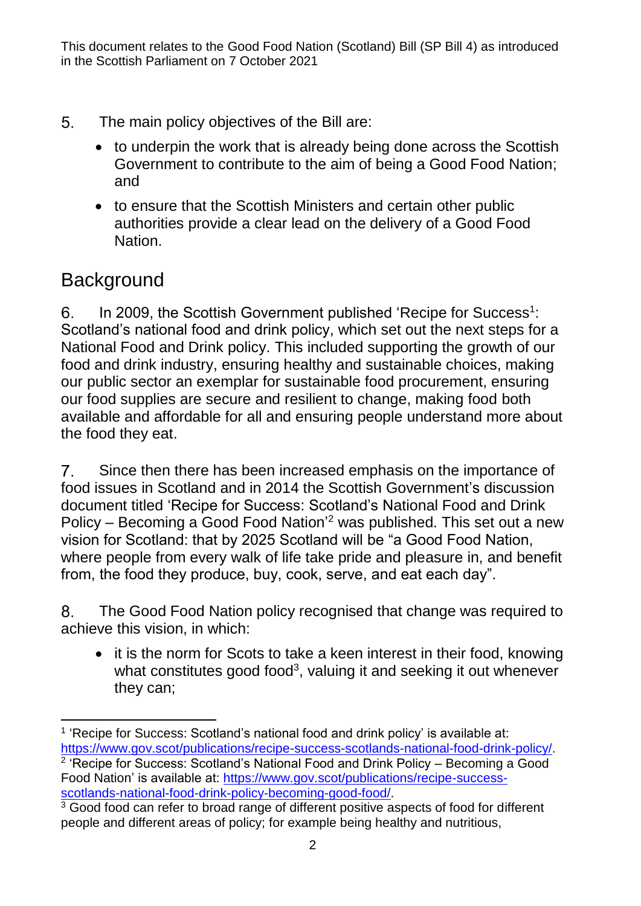5. The main policy objectives of the Bill are:

- to underpin the work that is already being done across the Scottish Government to contribute to the aim of being a Good Food Nation; and
- to ensure that the Scottish Ministers and certain other public authorities provide a clear lead on the delivery of a Good Food Nation.

## Background

6. In 2009, the Scottish Government published 'Recipe for Success[1]: Scotland's national food and drink policy, which set out the next steps for a National Food and Drink policy. This included supporting the growth of our food and drink industry, ensuring healthy and sustainable choices, making our public sector an exemplar for sustainable food procurement, ensuring our food supplies are secure and resilient to change, making food both available and affordable for all and ensuring people understand more about the food they eat.

7. Since then there has been increased emphasis on the importance of food issues in Scotland and in 2014 the Scottish Government's discussion document titled 'Recipe for Success: Scotland's National Food and Drink Policy – Becoming a Good Food Nation'[2] was published. This set out a new vision for Scotland: that by 2025 Scotland will be "a Good Food Nation, where people from every walk of life take pride and pleasure in, and benefit from, the food they produce, buy, cook, serve, and eat each day".

8. The Good Food Nation policy recognised that change was required to achieve this vision, in which:

- it is the norm for Scots to take a keen interest in their food, knowing what constitutes good food[3], valuing it and seeking it out whenever they can;

---

[1] 'Recipe for Success: Scotland's national food and drink policy' is available at: https://www.gov.scot/publications/recipe-success-scotlands-national-food-drink-policy/.

[2] 'Recipe for Success: Scotland's National Food and Drink Policy – Becoming a Good Food Nation' is available at: https://www.gov.scot/publications/recipe-success-scotlands-national-food-drink-policy-becoming-good-food/.

[3] Good food can refer to broad range of different positive aspects of food for different people and different areas of policy; for example being healthy and nutritious,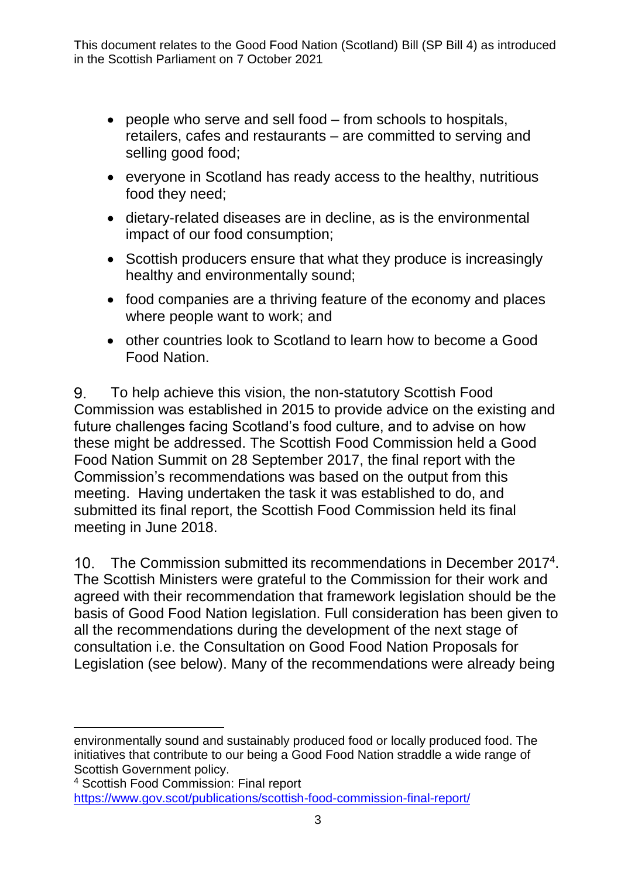- people who serve and sell food – from schools to hospitals, retailers, cafes and restaurants – are committed to serving and selling good food;
- everyone in Scotland has ready access to the healthy, nutritious food they need;
- dietary-related diseases are in decline, as is the environmental impact of our food consumption;
- Scottish producers ensure that what they produce is increasingly healthy and environmentally sound;
- food companies are a thriving feature of the economy and places where people want to work; and
- other countries look to Scotland to learn how to become a Good Food Nation.

9. To help achieve this vision, the non-statutory Scottish Food Commission was established in 2015 to provide advice on the existing and future challenges facing Scotland's food culture, and to advise on how these might be addressed. The Scottish Food Commission held a Good Food Nation Summit on 28 September 2017, the final report with the Commission's recommendations was based on the output from this meeting. Having undertaken the task it was established to do, and submitted its final report, the Scottish Food Commission held its final meeting in June 2018.

10. The Commission submitted its recommendations in December 2017[4]. The Scottish Ministers were grateful to the Commission for their work and agreed with their recommendation that framework legislation should be the basis of Good Food Nation legislation. Full consideration has been given to all the recommendations during the development of the next stage of consultation i.e. the Consultation on Good Food Nation Proposals for Legislation (see below). Many of the recommendations were already being

---

environmentally sound and sustainably produced food or locally produced food. The initiatives that contribute to our being a Good Food Nation straddle a wide range of Scottish Government policy.

[4] Scottish Food Commission: Final report https://www.gov.scot/publications/scottish-food-commission-final-report/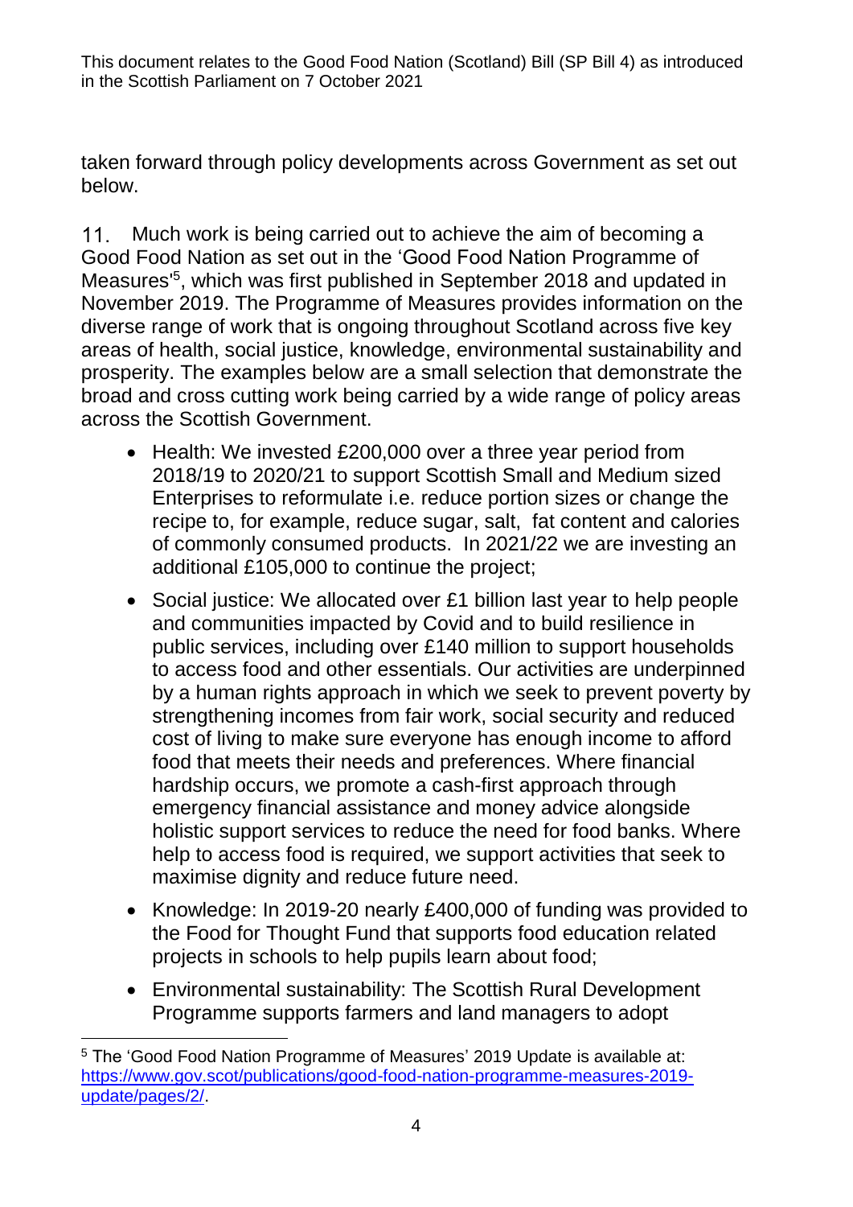taken forward through policy developments across Government as set out below.

11. Much work is being carried out to achieve the aim of becoming a Good Food Nation as set out in the 'Good Food Nation Programme of Measures'[5], which was first published in September 2018 and updated in November 2019. The Programme of Measures provides information on the diverse range of work that is ongoing throughout Scotland across five key areas of health, social justice, knowledge, environmental sustainability and prosperity. The examples below are a small selection that demonstrate the broad and cross cutting work being carried by a wide range of policy areas across the Scottish Government.

- Health: We invested £200,000 over a three year period from 2018/19 to 2020/21 to support Scottish Small and Medium sized Enterprises to reformulate i.e. reduce portion sizes or change the recipe to, for example, reduce sugar, salt, fat content and calories of commonly consumed products. In 2021/22 we are investing an additional £105,000 to continue the project;
- Social justice: We allocated over £1 billion last year to help people and communities impacted by Covid and to build resilience in public services, including over £140 million to support households to access food and other essentials. Our activities are underpinned by a human rights approach in which we seek to prevent poverty by strengthening incomes from fair work, social security and reduced cost of living to make sure everyone has enough income to afford food that meets their needs and preferences. Where financial hardship occurs, we promote a cash-first approach through emergency financial assistance and money advice alongside holistic support services to reduce the need for food banks. Where help to access food is required, we support activities that seek to maximise dignity and reduce future need.
- Knowledge: In 2019-20 nearly £400,000 of funding was provided to the Food for Thought Fund that supports food education related projects in schools to help pupils learn about food;
- Environmental sustainability: The Scottish Rural Development Programme supports farmers and land managers to adopt

---

[5] The 'Good Food Nation Programme of Measures' 2019 Update is available at: https://www.gov.scot/publications/good-food-nation-programme-measures-2019-update/pages/2/.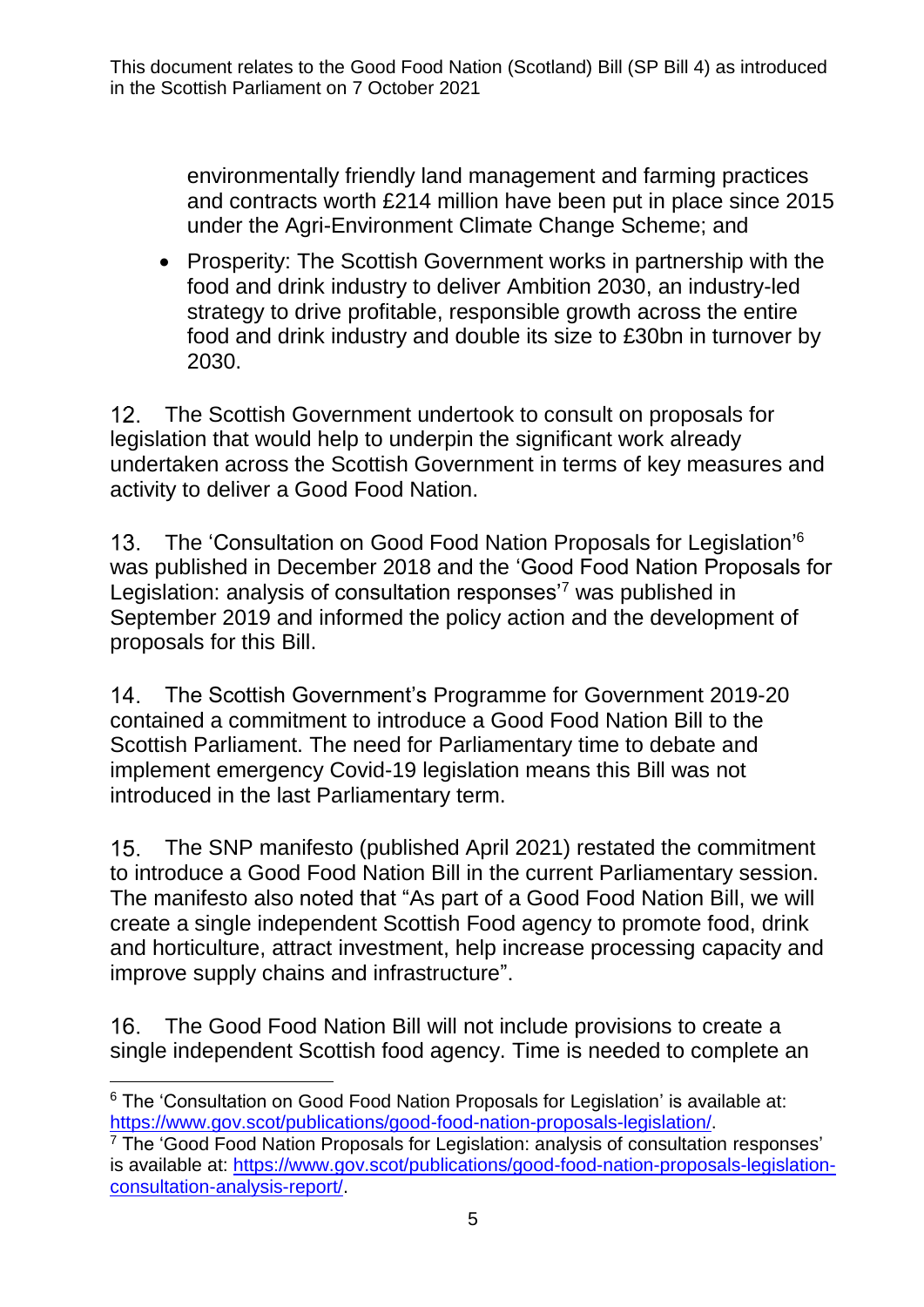environmentally friendly land management and farming practices and contracts worth £214 million have been put in place since 2015 under the Agri-Environment Climate Change Scheme; and

- Prosperity: The Scottish Government works in partnership with the food and drink industry to deliver Ambition 2030, an industry-led strategy to drive profitable, responsible growth across the entire food and drink industry and double its size to £30bn in turnover by 2030.

12. The Scottish Government undertook to consult on proposals for legislation that would help to underpin the significant work already undertaken across the Scottish Government in terms of key measures and activity to deliver a Good Food Nation.

13. The 'Consultation on Good Food Nation Proposals for Legislation'[6] was published in December 2018 and the 'Good Food Nation Proposals for Legislation: analysis of consultation responses'[7] was published in September 2019 and informed the policy action and the development of proposals for this Bill.

14. The Scottish Government's Programme for Government 2019-20 contained a commitment to introduce a Good Food Nation Bill to the Scottish Parliament. The need for Parliamentary time to debate and implement emergency Covid-19 legislation means this Bill was not introduced in the last Parliamentary term.

15. The SNP manifesto (published April 2021) restated the commitment to introduce a Good Food Nation Bill in the current Parliamentary session. The manifesto also noted that "As part of a Good Food Nation Bill, we will create a single independent Scottish Food agency to promote food, drink and horticulture, attract investment, help increase processing capacity and improve supply chains and infrastructure".

16. The Good Food Nation Bill will not include provisions to create a single independent Scottish food agency. Time is needed to complete an

[6] The 'Consultation on Good Food Nation Proposals for Legislation' is available at: https://www.gov.scot/publications/good-food-nation-proposals-legislation/.

[7] The 'Good Food Nation Proposals for Legislation: analysis of consultation responses' is available at: https://www.gov.scot/publications/good-food-nation-proposals-legislation-consultation-analysis-report/.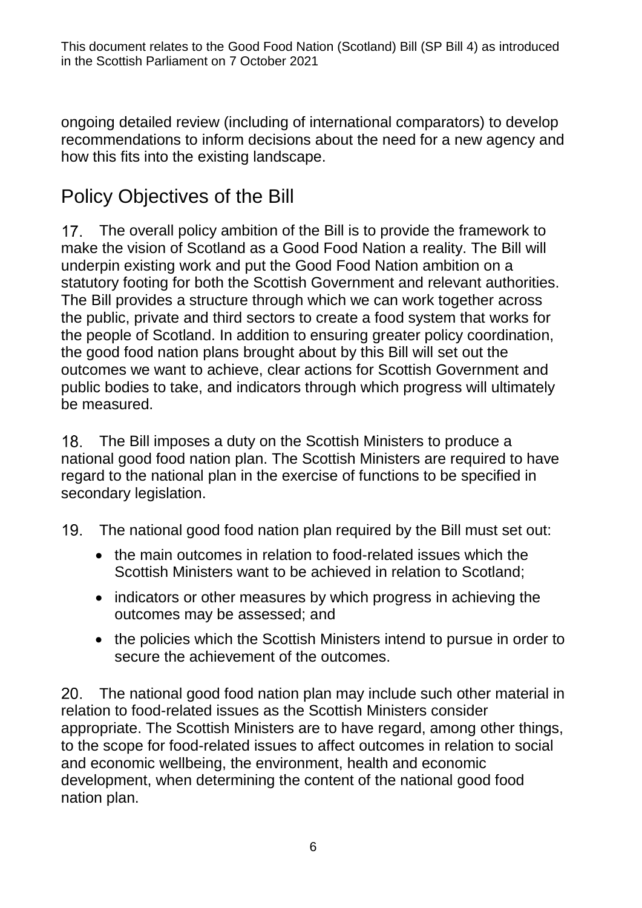ongoing detailed review (including of international comparators) to develop recommendations to inform decisions about the need for a new agency and how this fits into the existing landscape.

## Policy Objectives of the Bill

17. The overall policy ambition of the Bill is to provide the framework to make the vision of Scotland as a Good Food Nation a reality. The Bill will underpin existing work and put the Good Food Nation ambition on a statutory footing for both the Scottish Government and relevant authorities. The Bill provides a structure through which we can work together across the public, private and third sectors to create a food system that works for the people of Scotland. In addition to ensuring greater policy coordination, the good food nation plans brought about by this Bill will set out the outcomes we want to achieve, clear actions for Scottish Government and public bodies to take, and indicators through which progress will ultimately be measured.

18. The Bill imposes a duty on the Scottish Ministers to produce a national good food nation plan. The Scottish Ministers are required to have regard to the national plan in the exercise of functions to be specified in secondary legislation.

19. The national good food nation plan required by the Bill must set out:

- the main outcomes in relation to food-related issues which the Scottish Ministers want to be achieved in relation to Scotland;
- indicators or other measures by which progress in achieving the outcomes may be assessed; and
- the policies which the Scottish Ministers intend to pursue in order to secure the achievement of the outcomes.

20. The national good food nation plan may include such other material in relation to food-related issues as the Scottish Ministers consider appropriate. The Scottish Ministers are to have regard, among other things, to the scope for food-related issues to affect outcomes in relation to social and economic wellbeing, the environment, health and economic development, when determining the content of the national good food nation plan.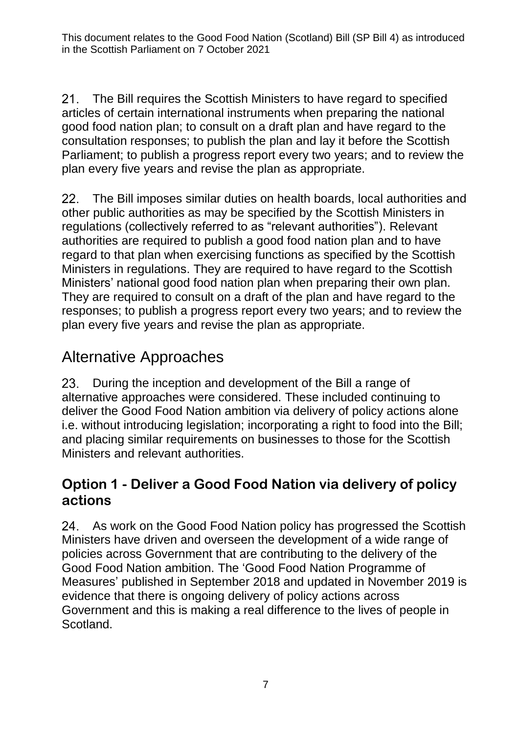21. The Bill requires the Scottish Ministers to have regard to specified articles of certain international instruments when preparing the national good food nation plan; to consult on a draft plan and have regard to the consultation responses; to publish the plan and lay it before the Scottish Parliament; to publish a progress report every two years; and to review the plan every five years and revise the plan as appropriate.

22. The Bill imposes similar duties on health boards, local authorities and other public authorities as may be specified by the Scottish Ministers in regulations (collectively referred to as "relevant authorities"). Relevant authorities are required to publish a good food nation plan and to have regard to that plan when exercising functions as specified by the Scottish Ministers in regulations. They are required to have regard to the Scottish Ministers' national good food nation plan when preparing their own plan. They are required to consult on a draft of the plan and have regard to the responses; to publish a progress report every two years; and to review the plan every five years and revise the plan as appropriate.

## Alternative Approaches

23. During the inception and development of the Bill a range of alternative approaches were considered. These included continuing to deliver the Good Food Nation ambition via delivery of policy actions alone i.e. without introducing legislation; incorporating a right to food into the Bill; and placing similar requirements on businesses to those for the Scottish Ministers and relevant authorities.

### Option 1 - Deliver a Good Food Nation via delivery of policy actions

24. As work on the Good Food Nation policy has progressed the Scottish Ministers have driven and overseen the development of a wide range of policies across Government that are contributing to the delivery of the Good Food Nation ambition. The 'Good Food Nation Programme of Measures' published in September 2018 and updated in November 2019 is evidence that there is ongoing delivery of policy actions across Government and this is making a real difference to the lives of people in Scotland.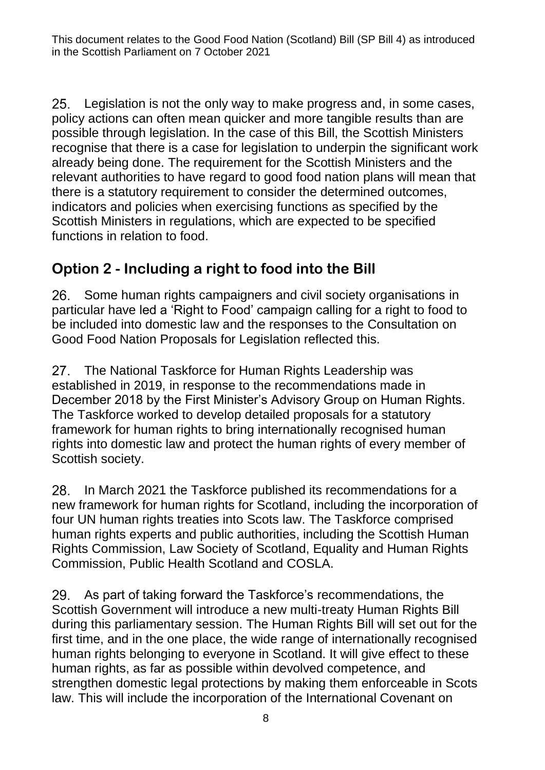25. Legislation is not the only way to make progress and, in some cases, policy actions can often mean quicker and more tangible results than are possible through legislation. In the case of this Bill, the Scottish Ministers recognise that there is a case for legislation to underpin the significant work already being done. The requirement for the Scottish Ministers and the relevant authorities to have regard to good food nation plans will mean that there is a statutory requirement to consider the determined outcomes, indicators and policies when exercising functions as specified by the Scottish Ministers in regulations, which are expected to be specified functions in relation to food.

## Option 2 - Including a right to food into the Bill

26. Some human rights campaigners and civil society organisations in particular have led a 'Right to Food' campaign calling for a right to food to be included into domestic law and the responses to the Consultation on Good Food Nation Proposals for Legislation reflected this.

27. The National Taskforce for Human Rights Leadership was established in 2019, in response to the recommendations made in December 2018 by the First Minister's Advisory Group on Human Rights. The Taskforce worked to develop detailed proposals for a statutory framework for human rights to bring internationally recognised human rights into domestic law and protect the human rights of every member of Scottish society.

28. In March 2021 the Taskforce published its recommendations for a new framework for human rights for Scotland, including the incorporation of four UN human rights treaties into Scots law. The Taskforce comprised human rights experts and public authorities, including the Scottish Human Rights Commission, Law Society of Scotland, Equality and Human Rights Commission, Public Health Scotland and COSLA.

29. As part of taking forward the Taskforce's recommendations, the Scottish Government will introduce a new multi-treaty Human Rights Bill during this parliamentary session. The Human Rights Bill will set out for the first time, and in the one place, the wide range of internationally recognised human rights belonging to everyone in Scotland. It will give effect to these human rights, as far as possible within devolved competence, and strengthen domestic legal protections by making them enforceable in Scots law. This will include the incorporation of the International Covenant on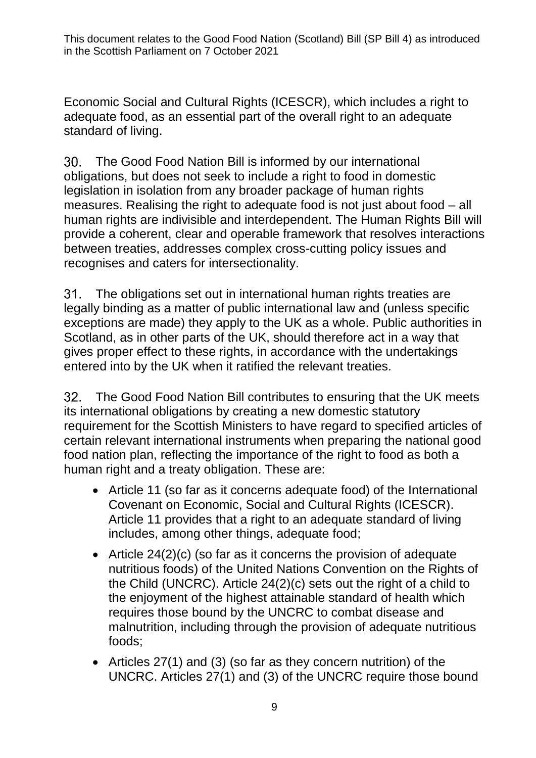Economic Social and Cultural Rights (ICESCR), which includes a right to adequate food, as an essential part of the overall right to an adequate standard of living.

30. The Good Food Nation Bill is informed by our international obligations, but does not seek to include a right to food in domestic legislation in isolation from any broader package of human rights measures. Realising the right to adequate food is not just about food – all human rights are indivisible and interdependent. The Human Rights Bill will provide a coherent, clear and operable framework that resolves interactions between treaties, addresses complex cross-cutting policy issues and recognises and caters for intersectionality.

31. The obligations set out in international human rights treaties are legally binding as a matter of public international law and (unless specific exceptions are made) they apply to the UK as a whole. Public authorities in Scotland, as in other parts of the UK, should therefore act in a way that gives proper effect to these rights, in accordance with the undertakings entered into by the UK when it ratified the relevant treaties.

32. The Good Food Nation Bill contributes to ensuring that the UK meets its international obligations by creating a new domestic statutory requirement for the Scottish Ministers to have regard to specified articles of certain relevant international instruments when preparing the national good food nation plan, reflecting the importance of the right to food as both a human right and a treaty obligation. These are:

- Article 11 (so far as it concerns adequate food) of the International Covenant on Economic, Social and Cultural Rights (ICESCR). Article 11 provides that a right to an adequate standard of living includes, among other things, adequate food;
- Article 24(2)(c) (so far as it concerns the provision of adequate nutritious foods) of the United Nations Convention on the Rights of the Child (UNCRC). Article 24(2)(c) sets out the right of a child to the enjoyment of the highest attainable standard of health which requires those bound by the UNCRC to combat disease and malnutrition, including through the provision of adequate nutritious foods;
- Articles 27(1) and (3) (so far as they concern nutrition) of the UNCRC. Articles 27(1) and (3) of the UNCRC require those bound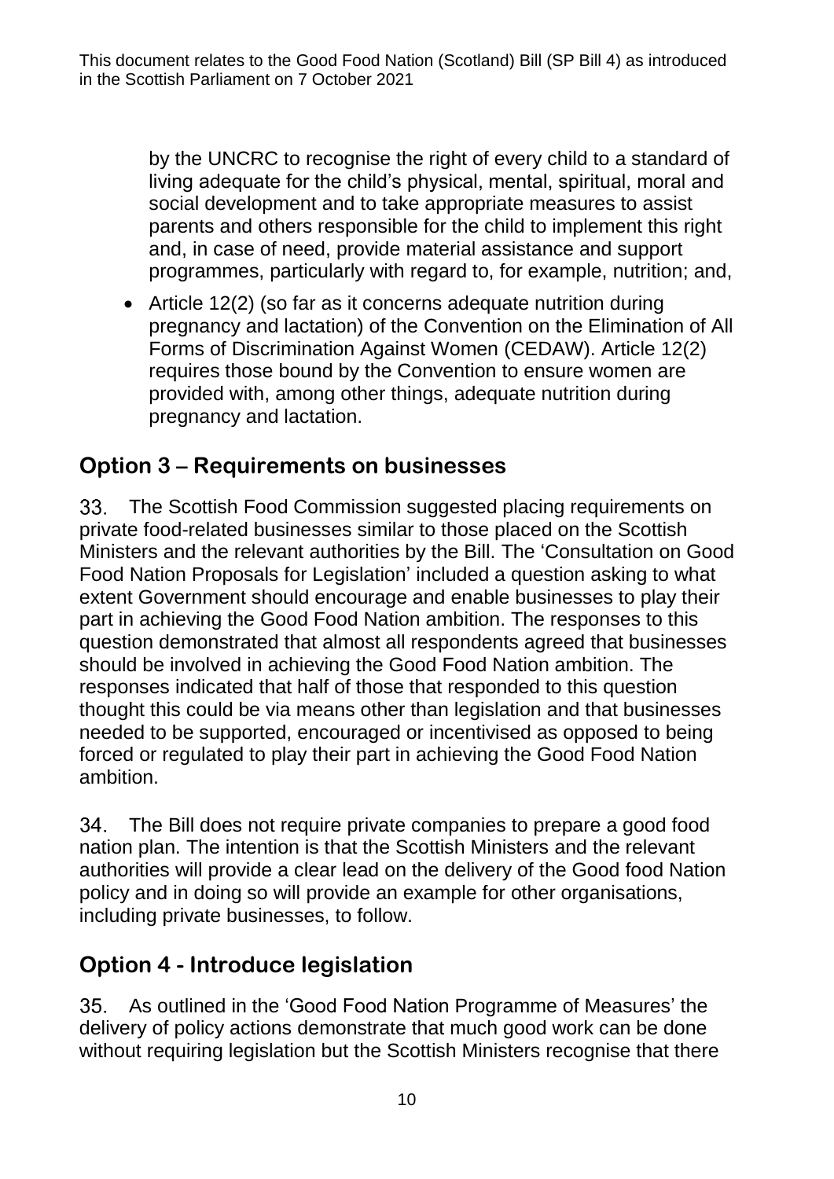by the UNCRC to recognise the right of every child to a standard of living adequate for the child's physical, mental, spiritual, moral and social development and to take appropriate measures to assist parents and others responsible for the child to implement this right and, in case of need, provide material assistance and support programmes, particularly with regard to, for example, nutrition; and,

- Article 12(2) (so far as it concerns adequate nutrition during pregnancy and lactation) of the Convention on the Elimination of All Forms of Discrimination Against Women (CEDAW). Article 12(2) requires those bound by the Convention to ensure women are provided with, among other things, adequate nutrition during pregnancy and lactation.

## Option 3 – Requirements on businesses

33. The Scottish Food Commission suggested placing requirements on private food-related businesses similar to those placed on the Scottish Ministers and the relevant authorities by the Bill. The 'Consultation on Good Food Nation Proposals for Legislation' included a question asking to what extent Government should encourage and enable businesses to play their part in achieving the Good Food Nation ambition. The responses to this question demonstrated that almost all respondents agreed that businesses should be involved in achieving the Good Food Nation ambition. The responses indicated that half of those that responded to this question thought this could be via means other than legislation and that businesses needed to be supported, encouraged or incentivised as opposed to being forced or regulated to play their part in achieving the Good Food Nation ambition.

34. The Bill does not require private companies to prepare a good food nation plan. The intention is that the Scottish Ministers and the relevant authorities will provide a clear lead on the delivery of the Good food Nation policy and in doing so will provide an example for other organisations, including private businesses, to follow.

## Option 4 - Introduce legislation

35. As outlined in the 'Good Food Nation Programme of Measures' the delivery of policy actions demonstrate that much good work can be done without requiring legislation but the Scottish Ministers recognise that there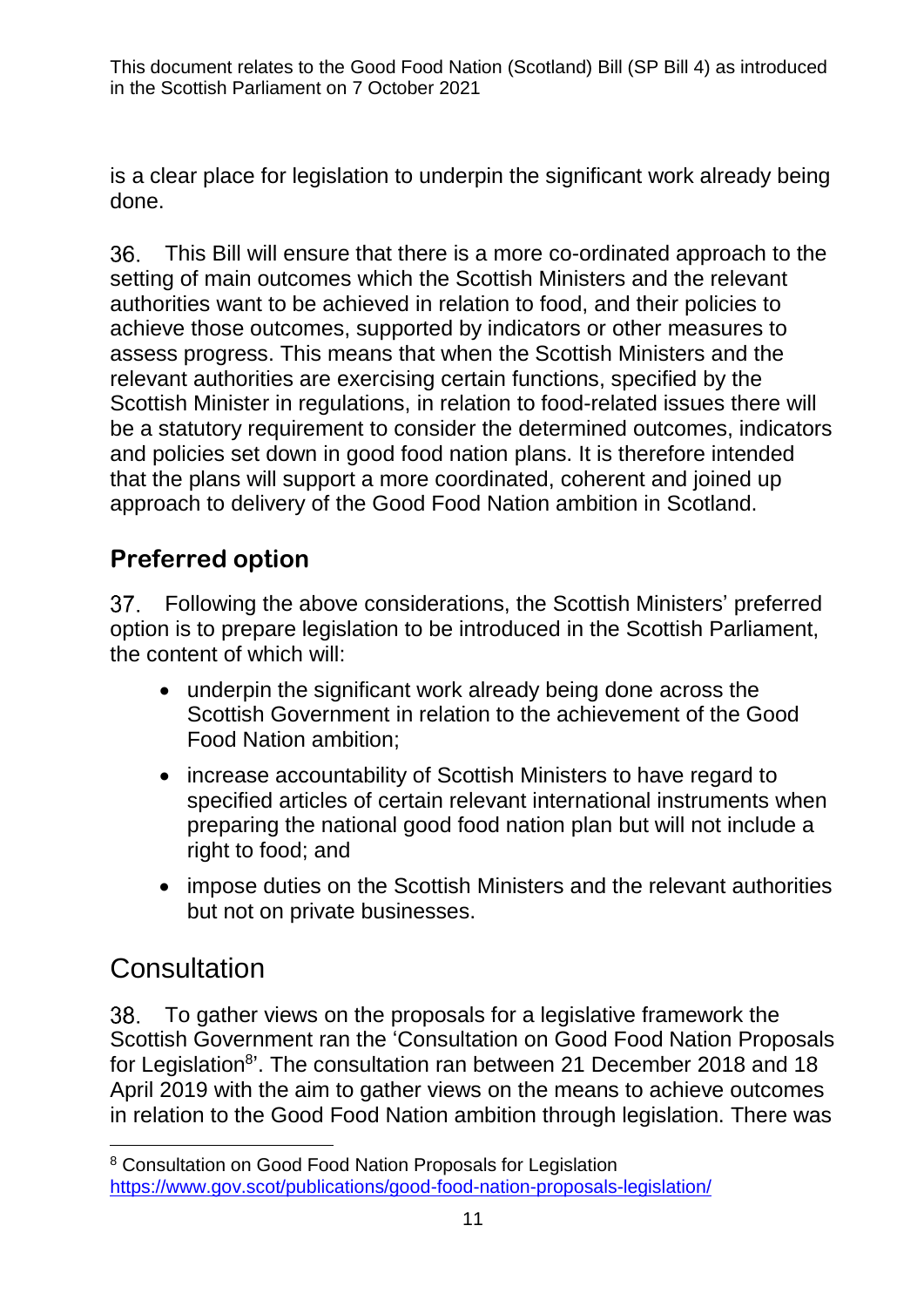is a clear place for legislation to underpin the significant work already being done.

36. This Bill will ensure that there is a more co-ordinated approach to the setting of main outcomes which the Scottish Ministers and the relevant authorities want to be achieved in relation to food, and their policies to achieve those outcomes, supported by indicators or other measures to assess progress. This means that when the Scottish Ministers and the relevant authorities are exercising certain functions, specified by the Scottish Minister in regulations, in relation to food-related issues there will be a statutory requirement to consider the determined outcomes, indicators and policies set down in good food nation plans. It is therefore intended that the plans will support a more coordinated, coherent and joined up approach to delivery of the Good Food Nation ambition in Scotland.

## Preferred option

37. Following the above considerations, the Scottish Ministers' preferred option is to prepare legislation to be introduced in the Scottish Parliament, the content of which will:

- underpin the significant work already being done across the Scottish Government in relation to the achievement of the Good Food Nation ambition;
- increase accountability of Scottish Ministers to have regard to specified articles of certain relevant international instruments when preparing the national good food nation plan but will not include a right to food; and
- impose duties on the Scottish Ministers and the relevant authorities but not on private businesses.

# Consultation

38. To gather views on the proposals for a legislative framework the Scottish Government ran the 'Consultation on Good Food Nation Proposals for Legislation[8]'. The consultation ran between 21 December 2018 and 18 April 2019 with the aim to gather views on the means to achieve outcomes in relation to the Good Food Nation ambition through legislation. There was

[8] Consultation on Good Food Nation Proposals for Legislation https://www.gov.scot/publications/good-food-nation-proposals-legislation/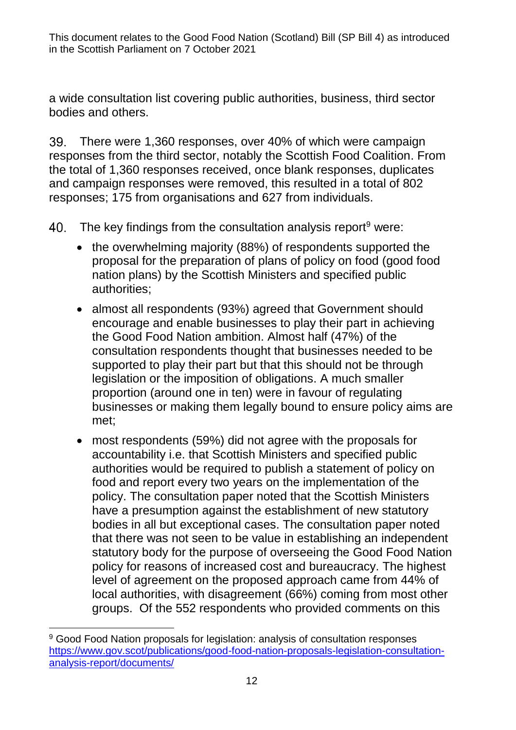a wide consultation list covering public authorities, business, third sector bodies and others.

39. There were 1,360 responses, over 40% of which were campaign responses from the third sector, notably the Scottish Food Coalition. From the total of 1,360 responses received, once blank responses, duplicates and campaign responses were removed, this resulted in a total of 802 responses; 175 from organisations and 627 from individuals.

40. The key findings from the consultation analysis report[9] were:

- the overwhelming majority (88%) of respondents supported the proposal for the preparation of plans of policy on food (good food nation plans) by the Scottish Ministers and specified public authorities;
- almost all respondents (93%) agreed that Government should encourage and enable businesses to play their part in achieving the Good Food Nation ambition. Almost half (47%) of the consultation respondents thought that businesses needed to be supported to play their part but that this should not be through legislation or the imposition of obligations. A much smaller proportion (around one in ten) were in favour of regulating businesses or making them legally bound to ensure policy aims are met;
- most respondents (59%) did not agree with the proposals for accountability i.e. that Scottish Ministers and specified public authorities would be required to publish a statement of policy on food and report every two years on the implementation of the policy. The consultation paper noted that the Scottish Ministers have a presumption against the establishment of new statutory bodies in all but exceptional cases. The consultation paper noted that there was not seen to be value in establishing an independent statutory body for the purpose of overseeing the Good Food Nation policy for reasons of increased cost and bureaucracy. The highest level of agreement on the proposed approach came from 44% of local authorities, with disagreement (66%) coming from most other groups. Of the 552 respondents who provided comments on this

[9] Good Food Nation proposals for legislation: analysis of consultation responses https://www.gov.scot/publications/good-food-nation-proposals-legislation-consultation-analysis-report/documents/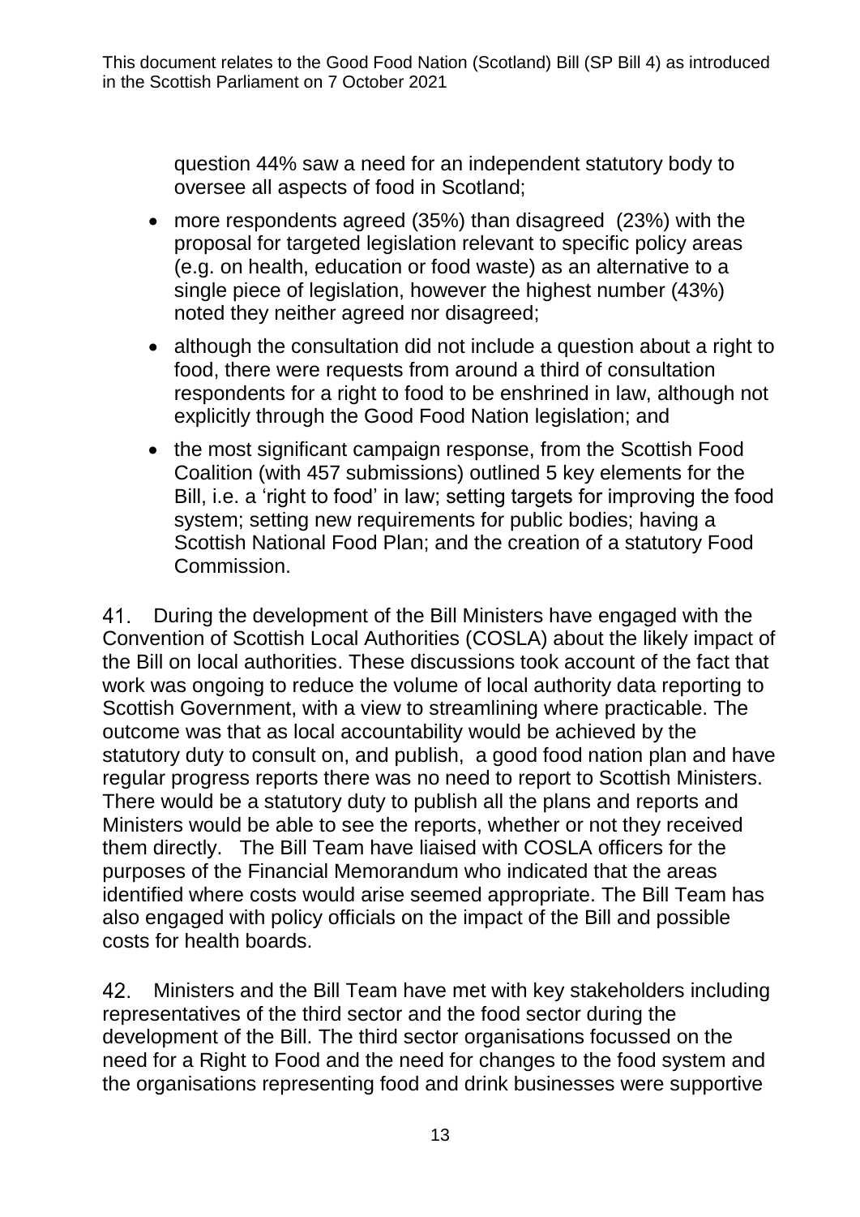question 44% saw a need for an independent statutory body to oversee all aspects of food in Scotland;

- more respondents agreed (35%) than disagreed (23%) with the proposal for targeted legislation relevant to specific policy areas (e.g. on health, education or food waste) as an alternative to a single piece of legislation, however the highest number (43%) noted they neither agreed nor disagreed;
- although the consultation did not include a question about a right to food, there were requests from around a third of consultation respondents for a right to food to be enshrined in law, although not explicitly through the Good Food Nation legislation; and
- the most significant campaign response, from the Scottish Food Coalition (with 457 submissions) outlined 5 key elements for the Bill, i.e. a 'right to food' in law; setting targets for improving the food system; setting new requirements for public bodies; having a Scottish National Food Plan; and the creation of a statutory Food Commission.

41. During the development of the Bill Ministers have engaged with the Convention of Scottish Local Authorities (COSLA) about the likely impact of the Bill on local authorities. These discussions took account of the fact that work was ongoing to reduce the volume of local authority data reporting to Scottish Government, with a view to streamlining where practicable. The outcome was that as local accountability would be achieved by the statutory duty to consult on, and publish, a good food nation plan and have regular progress reports there was no need to report to Scottish Ministers. There would be a statutory duty to publish all the plans and reports and Ministers would be able to see the reports, whether or not they received them directly. The Bill Team have liaised with COSLA officers for the purposes of the Financial Memorandum who indicated that the areas identified where costs would arise seemed appropriate. The Bill Team has also engaged with policy officials on the impact of the Bill and possible costs for health boards.

42. Ministers and the Bill Team have met with key stakeholders including representatives of the third sector and the food sector during the development of the Bill. The third sector organisations focussed on the need for a Right to Food and the need for changes to the food system and the organisations representing food and drink businesses were supportive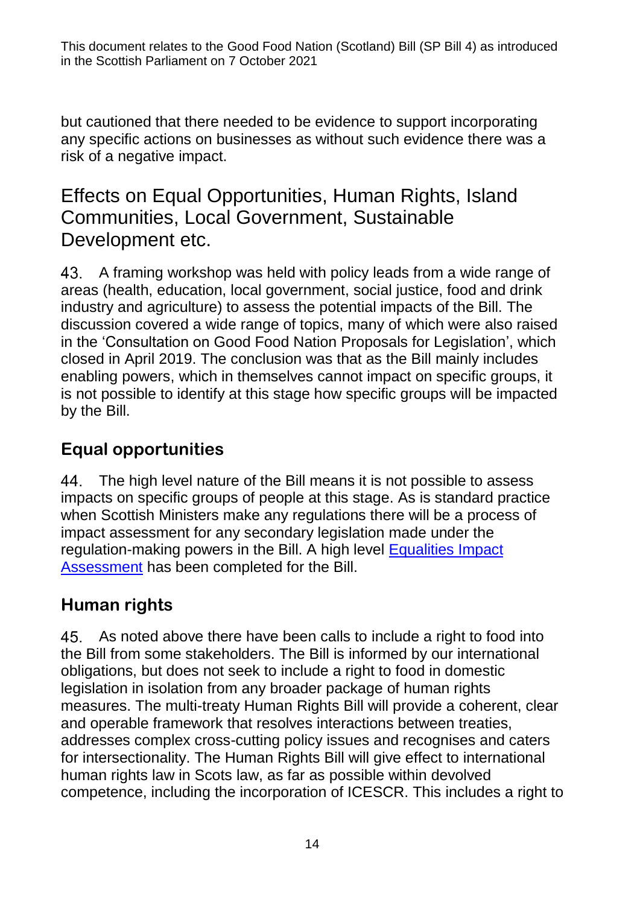but cautioned that there needed to be evidence to support incorporating any specific actions on businesses as without such evidence there was a risk of a negative impact.

# Effects on Equal Opportunities, Human Rights, Island Communities, Local Government, Sustainable Development etc.

43. A framing workshop was held with policy leads from a wide range of areas (health, education, local government, social justice, food and drink industry and agriculture) to assess the potential impacts of the Bill. The discussion covered a wide range of topics, many of which were also raised in the 'Consultation on Good Food Nation Proposals for Legislation', which closed in April 2019. The conclusion was that as the Bill mainly includes enabling powers, which in themselves cannot impact on specific groups, it is not possible to identify at this stage how specific groups will be impacted by the Bill.

## Equal opportunities

44. The high level nature of the Bill means it is not possible to assess impacts on specific groups of people at this stage. As is standard practice when Scottish Ministers make any regulations there will be a process of impact assessment for any secondary legislation made under the regulation-making powers in the Bill. A high level Equalities Impact Assessment has been completed for the Bill.

## Human rights

45. As noted above there have been calls to include a right to food into the Bill from some stakeholders. The Bill is informed by our international obligations, but does not seek to include a right to food in domestic legislation in isolation from any broader package of human rights measures. The multi-treaty Human Rights Bill will provide a coherent, clear and operable framework that resolves interactions between treaties, addresses complex cross-cutting policy issues and recognises and caters for intersectionality. The Human Rights Bill will give effect to international human rights law in Scots law, as far as possible within devolved competence, including the incorporation of ICESCR. This includes a right to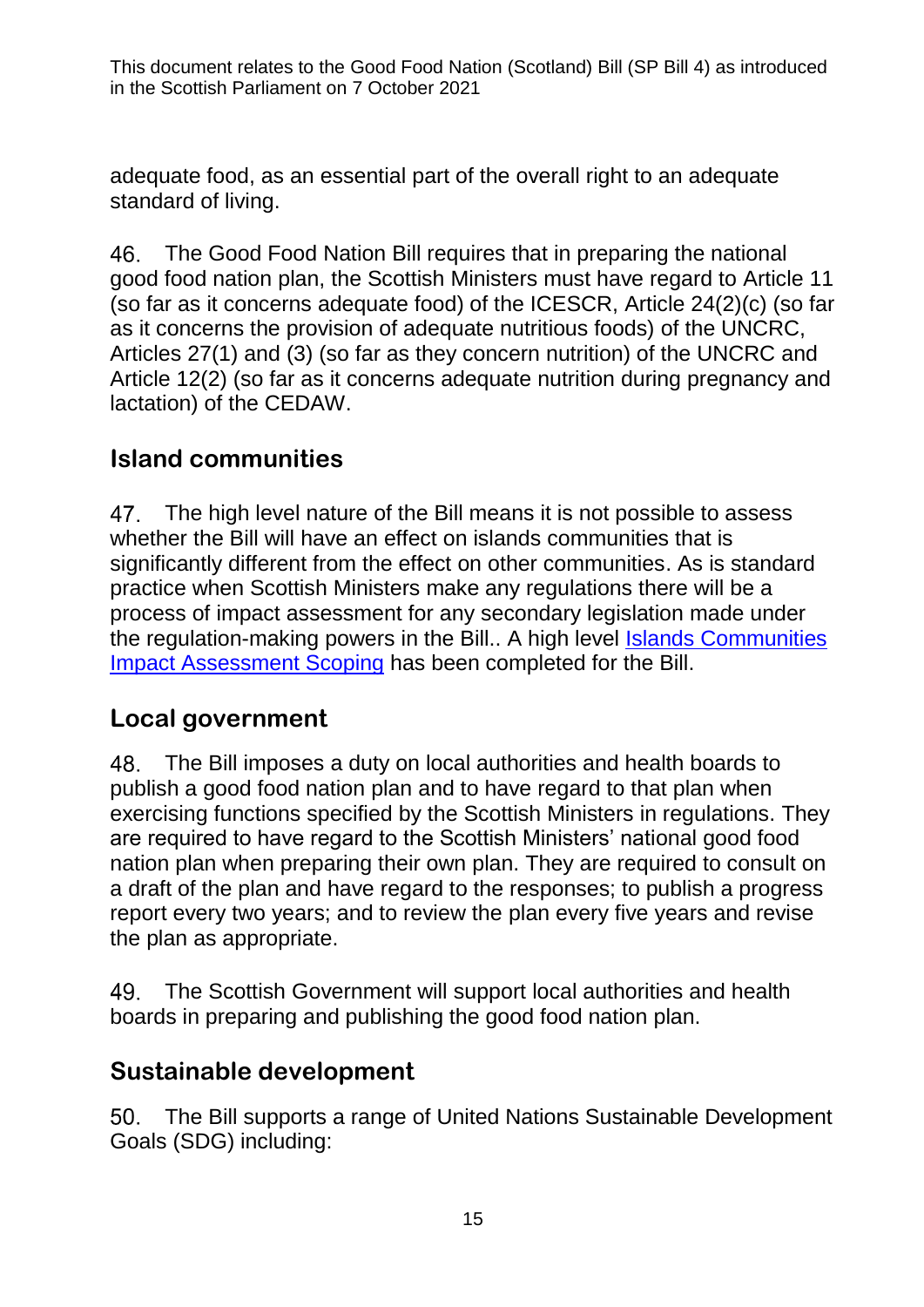adequate food, as an essential part of the overall right to an adequate standard of living.

46. The Good Food Nation Bill requires that in preparing the national good food nation plan, the Scottish Ministers must have regard to Article 11 (so far as it concerns adequate food) of the ICESCR, Article 24(2)(c) (so far as it concerns the provision of adequate nutritious foods) of the UNCRC, Articles 27(1) and (3) (so far as they concern nutrition) of the UNCRC and Article 12(2) (so far as it concerns adequate nutrition during pregnancy and lactation) of the CEDAW.

## Island communities

47. The high level nature of the Bill means it is not possible to assess whether the Bill will have an effect on islands communities that is significantly different from the effect on other communities. As is standard practice when Scottish Ministers make any regulations there will be a process of impact assessment for any secondary legislation made under the regulation-making powers in the Bill.. A high level Islands Communities Impact Assessment Scoping has been completed for the Bill.

## Local government

48. The Bill imposes a duty on local authorities and health boards to publish a good food nation plan and to have regard to that plan when exercising functions specified by the Scottish Ministers in regulations. They are required to have regard to the Scottish Ministers' national good food nation plan when preparing their own plan. They are required to consult on a draft of the plan and have regard to the responses; to publish a progress report every two years; and to review the plan every five years and revise the plan as appropriate.

49. The Scottish Government will support local authorities and health boards in preparing and publishing the good food nation plan.

## Sustainable development

50. The Bill supports a range of United Nations Sustainable Development Goals (SDG) including: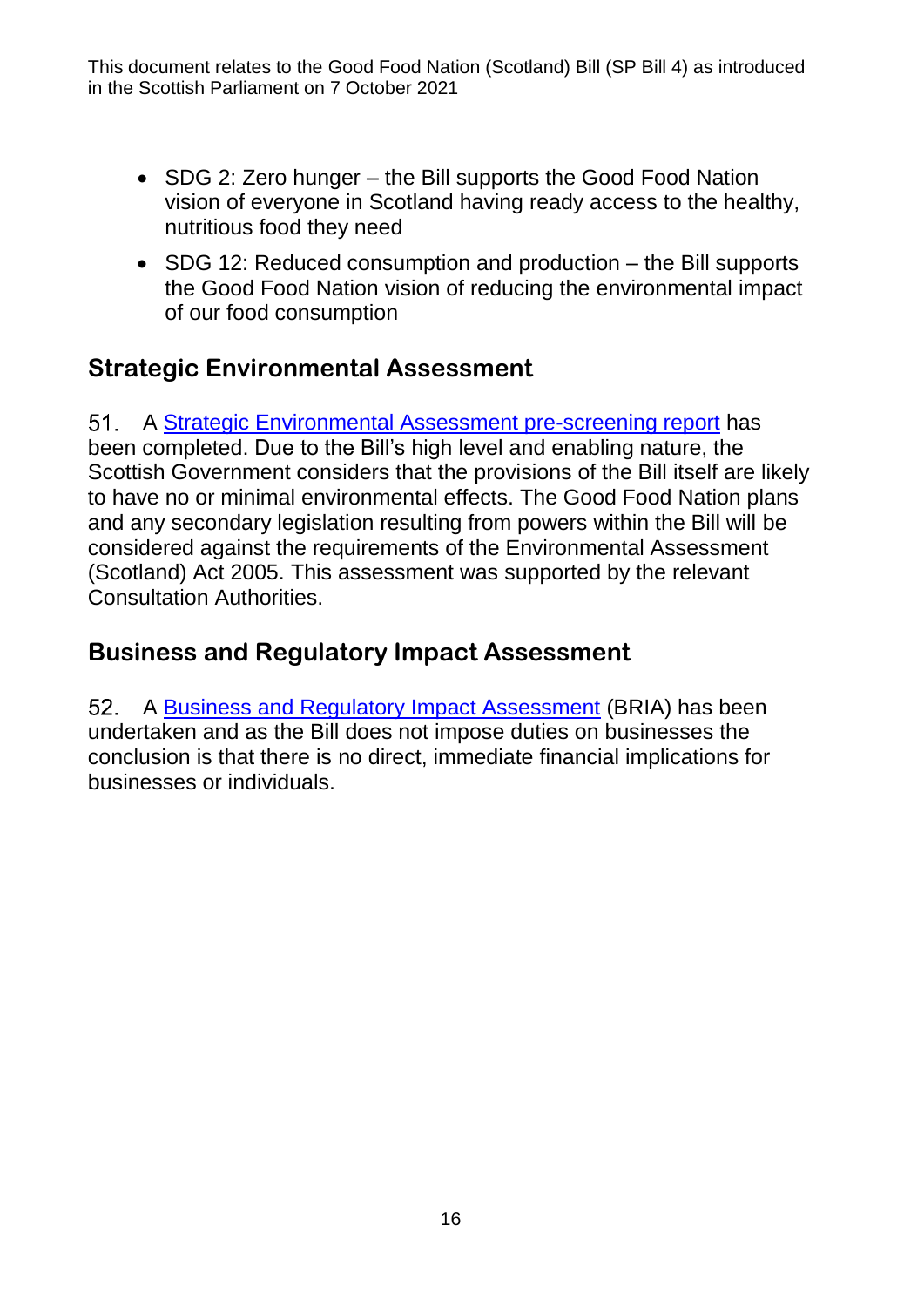- SDG 2: Zero hunger – the Bill supports the Good Food Nation vision of everyone in Scotland having ready access to the healthy, nutritious food they need
- SDG 12: Reduced consumption and production – the Bill supports the Good Food Nation vision of reducing the environmental impact of our food consumption

## Strategic Environmental Assessment

51. A [Strategic Environmental Assessment pre-screening report]() has been completed. Due to the Bill's high level and enabling nature, the Scottish Government considers that the provisions of the Bill itself are likely to have no or minimal environmental effects. The Good Food Nation plans and any secondary legislation resulting from powers within the Bill will be considered against the requirements of the Environmental Assessment (Scotland) Act 2005. This assessment was supported by the relevant Consultation Authorities.

## Business and Regulatory Impact Assessment

52. A [Business and Regulatory Impact Assessment]() (BRIA) has been undertaken and as the Bill does not impose duties on businesses the conclusion is that there is no direct, immediate financial implications for businesses or individuals.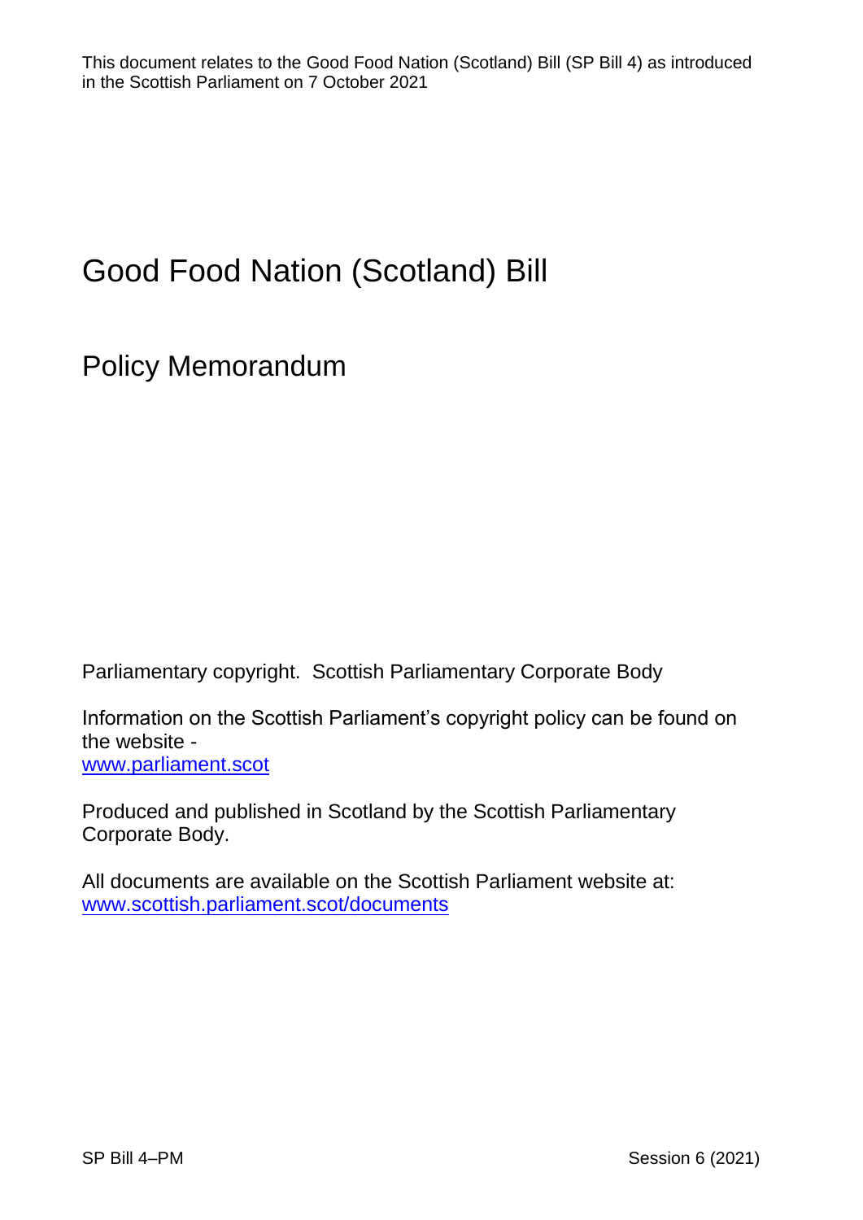This document relates to the Good Food Nation (Scotland) Bill (SP Bill 4) as introduced in the Scottish Parliament on 7 October 2021

# Good Food Nation (Scotland) Bill

## Policy Memorandum

Parliamentary copyright. Scottish Parliamentary Corporate Body

Information on the Scottish Parliament's copyright policy can be found on the website -
[www.parliament.scot](http://www.parliament.scot)

Produced and published in Scotland by the Scottish Parliamentary Corporate Body.

All documents are available on the Scottish Parliament website at:
[www.scottish.parliament.scot/documents](http://www.scottish.parliament.scot/documents)

SP Bill 4–PM Session 6 (2021)